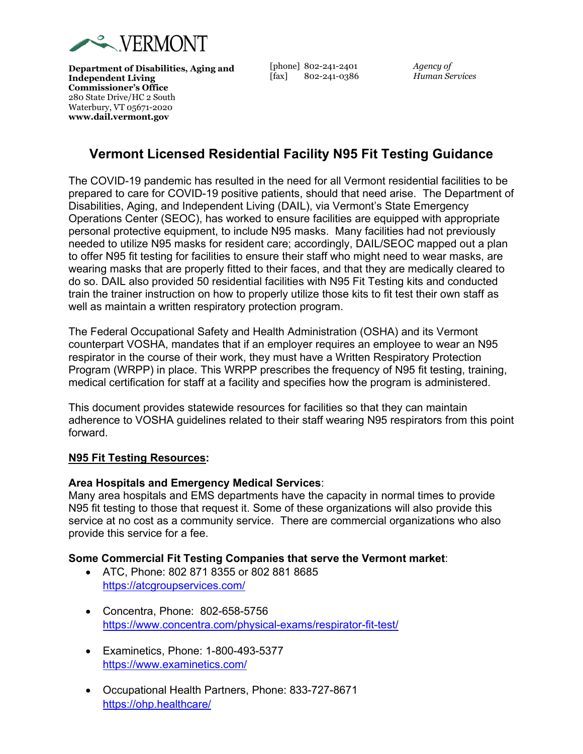**VERMONT**

**Department of Disabilities, Aging and Independent Living**
**Commissioner's Office**
280 State Drive/HC 2 South
Waterbury, VT 05671-2020
**www.dail.vermont.gov**

[phone] 802-241-2401
[fax] 802-241-0386

*Agency of Human Services*

# Vermont Licensed Residential Facility N95 Fit Testing Guidance

The COVID-19 pandemic has resulted in the need for all Vermont residential facilities to be prepared to care for COVID-19 positive patients, should that need arise. The Department of Disabilities, Aging, and Independent Living (DAIL), via Vermont's State Emergency Operations Center (SEOC), has worked to ensure facilities are equipped with appropriate personal protective equipment, to include N95 masks. Many facilities had not previously needed to utilize N95 masks for resident care; accordingly, DAIL/SEOC mapped out a plan to offer N95 fit testing for facilities to ensure their staff who might need to wear masks, are wearing masks that are properly fitted to their faces, and that they are medically cleared to do so. DAIL also provided 50 residential facilities with N95 Fit Testing kits and conducted train the trainer instruction on how to properly utilize those kits to fit test their own staff as well as maintain a written respiratory protection program.

The Federal Occupational Safety and Health Administration (OSHA) and its Vermont counterpart VOSHA, mandates that if an employer requires an employee to wear an N95 respirator in the course of their work, they must have a Written Respiratory Protection Program (WRPP) in place. This WRPP prescribes the frequency of N95 fit testing, training, medical certification for staff at a facility and specifies how the program is administered.

This document provides statewide resources for facilities so that they can maintain adherence to VOSHA guidelines related to their staff wearing N95 respirators from this point forward.

## N95 Fit Testing Resources:

**Area Hospitals and Emergency Medical Services**:
Many area hospitals and EMS departments have the capacity in normal times to provide N95 fit testing to those that request it. Some of these organizations will also provide this service at no cost as a community service. There are commercial organizations who also provide this service for a fee.

**Some Commercial Fit Testing Companies that serve the Vermont market**:

- ATC, Phone: 802 871 8355 or 802 881 8685
  https://atcgroupservices.com/
- Concentra, Phone: 802-658-5756
  https://www.concentra.com/physical-exams/respirator-fit-test/
- Examinetics, Phone: 1-800-493-5377
  https://www.examinetics.com/
- Occupational Health Partners, Phone: 833-727-8671
  https://ohp.healthcare/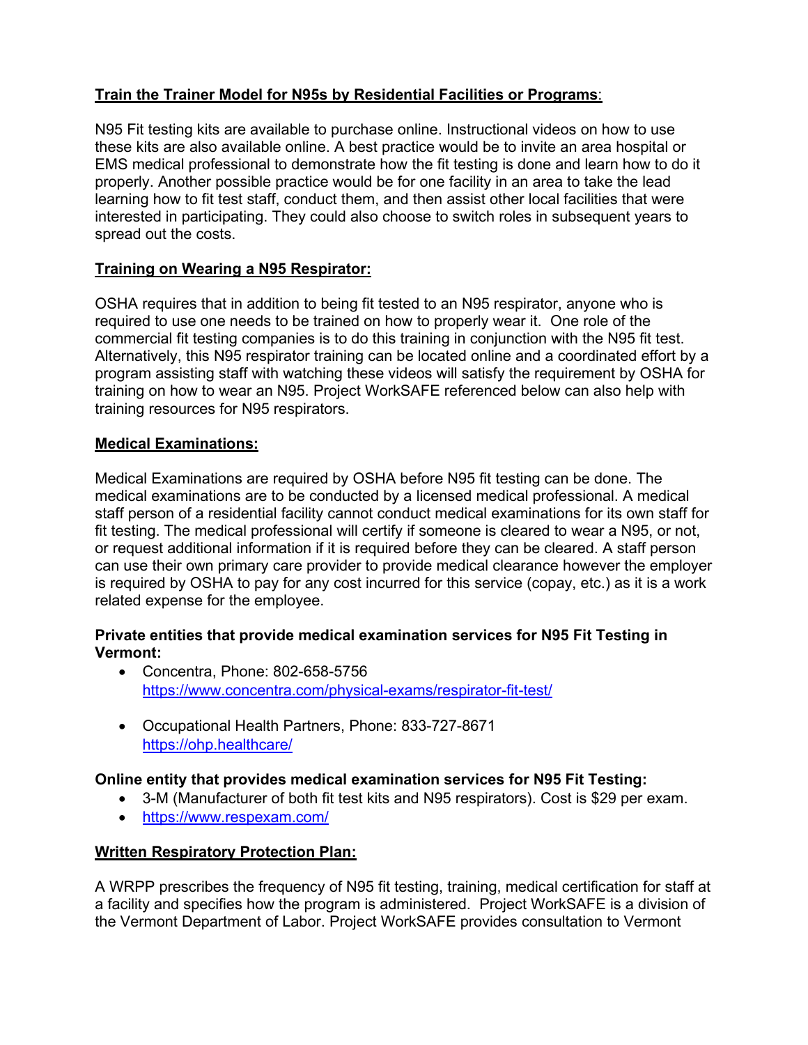**<u>Train the Trainer Model for N95s by Residential Facilities or Programs</u>:**

N95 Fit testing kits are available to purchase online. Instructional videos on how to use these kits are also available online. A best practice would be to invite an area hospital or EMS medical professional to demonstrate how the fit testing is done and learn how to do it properly. Another possible practice would be for one facility in an area to take the lead learning how to fit test staff, conduct them, and then assist other local facilities that were interested in participating. They could also choose to switch roles in subsequent years to spread out the costs.

**<u>Training on Wearing a N95 Respirator:</u>**

OSHA requires that in addition to being fit tested to an N95 respirator, anyone who is required to use one needs to be trained on how to properly wear it. One role of the commercial fit testing companies is to do this training in conjunction with the N95 fit test. Alternatively, this N95 respirator training can be located online and a coordinated effort by a program assisting staff with watching these videos will satisfy the requirement by OSHA for training on how to wear an N95. Project WorkSAFE referenced below can also help with training resources for N95 respirators.

**<u>Medical Examinations:</u>**

Medical Examinations are required by OSHA before N95 fit testing can be done. The medical examinations are to be conducted by a licensed medical professional. A medical staff person of a residential facility cannot conduct medical examinations for its own staff for fit testing. The medical professional will certify if someone is cleared to wear a N95, or not, or request additional information if it is required before they can be cleared. A staff person can use their own primary care provider to provide medical clearance however the employer is required by OSHA to pay for any cost incurred for this service (copay, etc.) as it is a work related expense for the employee.

**Private entities that provide medical examination services for N95 Fit Testing in Vermont:**

- Concentra, Phone: 802-658-5756
  https://www.concentra.com/physical-exams/respirator-fit-test/
- Occupational Health Partners, Phone: 833-727-8671
  https://ohp.healthcare/

**Online entity that provides medical examination services for N95 Fit Testing:**

- 3-M (Manufacturer of both fit test kits and N95 respirators). Cost is $29 per exam.
- https://www.respexam.com/

**<u>Written Respiratory Protection Plan:</u>**

A WRPP prescribes the frequency of N95 fit testing, training, medical certification for staff at a facility and specifies how the program is administered. Project WorkSAFE is a division of the Vermont Department of Labor. Project WorkSAFE provides consultation to Vermont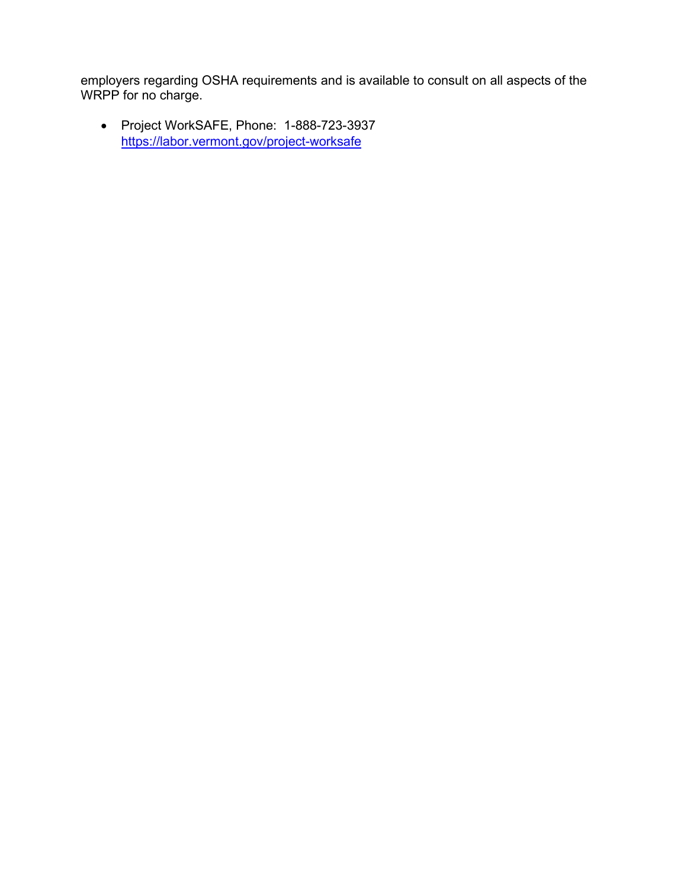employers regarding OSHA requirements and is available to consult on all aspects of the WRPP for no charge.

- Project WorkSAFE, Phone: 1-888-723-3937
  https://labor.vermont.gov/project-worksafe